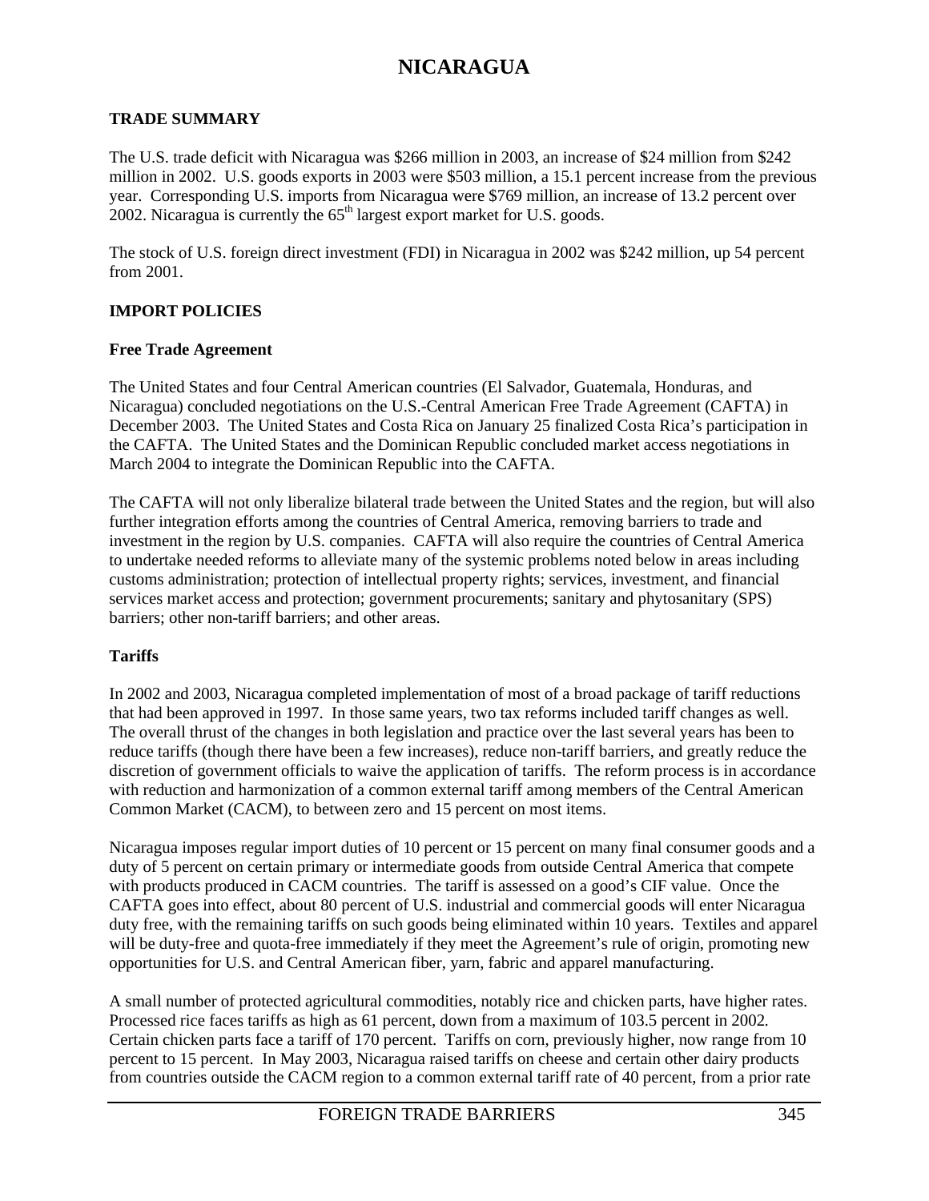# NICARAGUA

## TRADE SUMMARY

The U.S. trade deficit with Nicaragua was $266 million in 2003, an increase of $24 million from $242 million in 2002. U.S. goods exports in 2003 were $503 million, a 15.1 percent increase from the previous year. Corresponding U.S. imports from Nicaragua were $769 million, an increase of 13.2 percent over 2002. Nicaragua is currently the 65th largest export market for U.S. goods.

The stock of U.S. foreign direct investment (FDI) in Nicaragua in 2002 was $242 million, up 54 percent from 2001.

## IMPORT POLICIES

### Free Trade Agreement

The United States and four Central American countries (El Salvador, Guatemala, Honduras, and Nicaragua) concluded negotiations on the U.S.-Central American Free Trade Agreement (CAFTA) in December 2003. The United States and Costa Rica on January 25 finalized Costa Rica's participation in the CAFTA. The United States and the Dominican Republic concluded market access negotiations in March 2004 to integrate the Dominican Republic into the CAFTA.

The CAFTA will not only liberalize bilateral trade between the United States and the region, but will also further integration efforts among the countries of Central America, removing barriers to trade and investment in the region by U.S. companies. CAFTA will also require the countries of Central America to undertake needed reforms to alleviate many of the systemic problems noted below in areas including customs administration; protection of intellectual property rights; services, investment, and financial services market access and protection; government procurements; sanitary and phytosanitary (SPS) barriers; other non-tariff barriers; and other areas.

### Tariffs

In 2002 and 2003, Nicaragua completed implementation of most of a broad package of tariff reductions that had been approved in 1997. In those same years, two tax reforms included tariff changes as well. The overall thrust of the changes in both legislation and practice over the last several years has been to reduce tariffs (though there have been a few increases), reduce non-tariff barriers, and greatly reduce the discretion of government officials to waive the application of tariffs. The reform process is in accordance with reduction and harmonization of a common external tariff among members of the Central American Common Market (CACM), to between zero and 15 percent on most items.

Nicaragua imposes regular import duties of 10 percent or 15 percent on many final consumer goods and a duty of 5 percent on certain primary or intermediate goods from outside Central America that compete with products produced in CACM countries. The tariff is assessed on a good's CIF value. Once the CAFTA goes into effect, about 80 percent of U.S. industrial and commercial goods will enter Nicaragua duty free, with the remaining tariffs on such goods being eliminated within 10 years. Textiles and apparel will be duty-free and quota-free immediately if they meet the Agreement's rule of origin, promoting new opportunities for U.S. and Central American fiber, yarn, fabric and apparel manufacturing.

A small number of protected agricultural commodities, notably rice and chicken parts, have higher rates. Processed rice faces tariffs as high as 61 percent, down from a maximum of 103.5 percent in 2002. Certain chicken parts face a tariff of 170 percent. Tariffs on corn, previously higher, now range from 10 percent to 15 percent. In May 2003, Nicaragua raised tariffs on cheese and certain other dairy products from countries outside the CACM region to a common external tariff rate of 40 percent, from a prior rate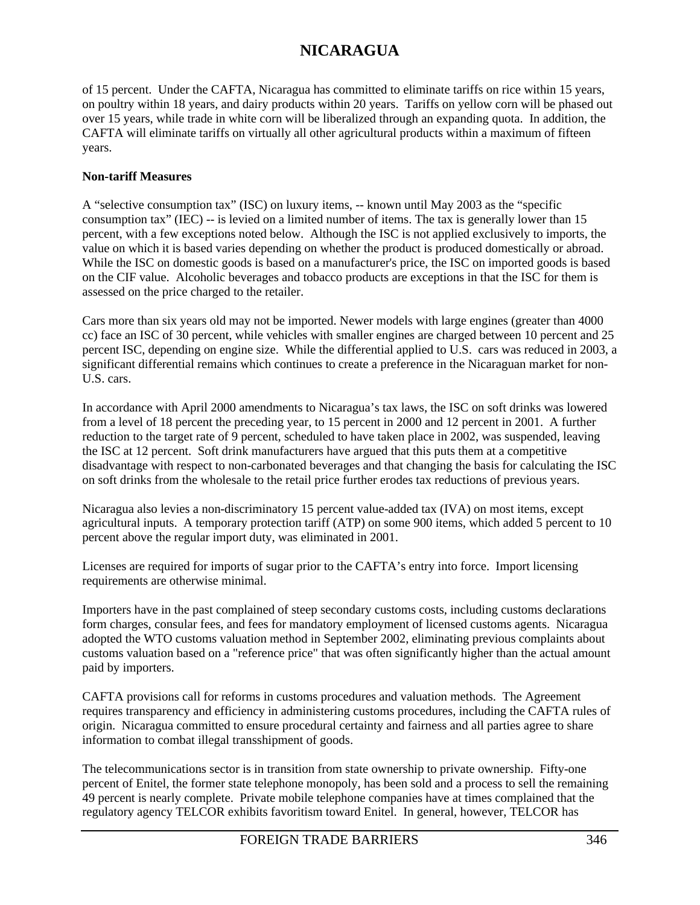of 15 percent. Under the CAFTA, Nicaragua has committed to eliminate tariffs on rice within 15 years, on poultry within 18 years, and dairy products within 20 years. Tariffs on yellow corn will be phased out over 15 years, while trade in white corn will be liberalized through an expanding quota. In addition, the CAFTA will eliminate tariffs on virtually all other agricultural products within a maximum of fifteen years.

**Non-tariff Measures**

A "selective consumption tax" (ISC) on luxury items, -- known until May 2003 as the "specific consumption tax" (IEC) -- is levied on a limited number of items. The tax is generally lower than 15 percent, with a few exceptions noted below. Although the ISC is not applied exclusively to imports, the value on which it is based varies depending on whether the product is produced domestically or abroad. While the ISC on domestic goods is based on a manufacturer's price, the ISC on imported goods is based on the CIF value. Alcoholic beverages and tobacco products are exceptions in that the ISC for them is assessed on the price charged to the retailer.

Cars more than six years old may not be imported. Newer models with large engines (greater than 4000 cc) face an ISC of 30 percent, while vehicles with smaller engines are charged between 10 percent and 25 percent ISC, depending on engine size. While the differential applied to U.S. cars was reduced in 2003, a significant differential remains which continues to create a preference in the Nicaraguan market for non-U.S. cars.

In accordance with April 2000 amendments to Nicaragua's tax laws, the ISC on soft drinks was lowered from a level of 18 percent the preceding year, to 15 percent in 2000 and 12 percent in 2001. A further reduction to the target rate of 9 percent, scheduled to have taken place in 2002, was suspended, leaving the ISC at 12 percent. Soft drink manufacturers have argued that this puts them at a competitive disadvantage with respect to non-carbonated beverages and that changing the basis for calculating the ISC on soft drinks from the wholesale to the retail price further erodes tax reductions of previous years.

Nicaragua also levies a non-discriminatory 15 percent value-added tax (IVA) on most items, except agricultural inputs. A temporary protection tariff (ATP) on some 900 items, which added 5 percent to 10 percent above the regular import duty, was eliminated in 2001.

Licenses are required for imports of sugar prior to the CAFTA's entry into force. Import licensing requirements are otherwise minimal.

Importers have in the past complained of steep secondary customs costs, including customs declarations form charges, consular fees, and fees for mandatory employment of licensed customs agents. Nicaragua adopted the WTO customs valuation method in September 2002, eliminating previous complaints about customs valuation based on a "reference price" that was often significantly higher than the actual amount paid by importers.

CAFTA provisions call for reforms in customs procedures and valuation methods. The Agreement requires transparency and efficiency in administering customs procedures, including the CAFTA rules of origin. Nicaragua committed to ensure procedural certainty and fairness and all parties agree to share information to combat illegal transshipment of goods.

The telecommunications sector is in transition from state ownership to private ownership. Fifty-one percent of Enitel, the former state telephone monopoly, has been sold and a process to sell the remaining 49 percent is nearly complete. Private mobile telephone companies have at times complained that the regulatory agency TELCOR exhibits favoritism toward Enitel. In general, however, TELCOR has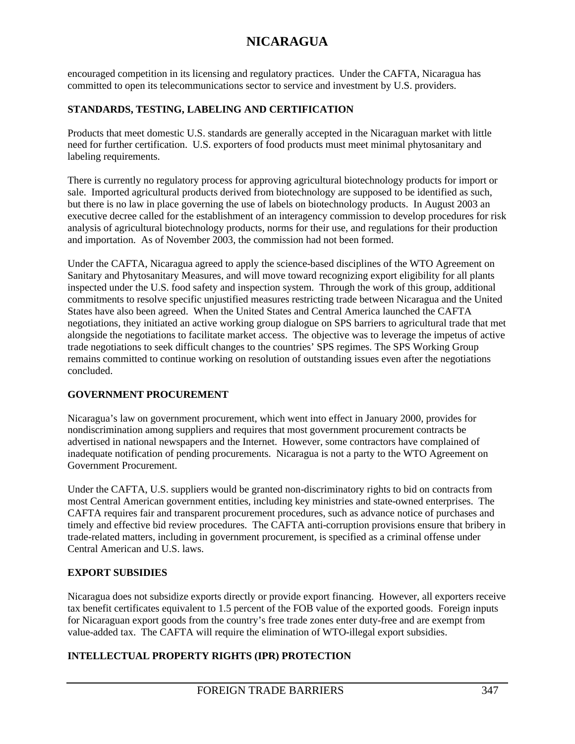encouraged competition in its licensing and regulatory practices. Under the CAFTA, Nicaragua has committed to open its telecommunications sector to service and investment by U.S. providers.

## STANDARDS, TESTING, LABELING AND CERTIFICATION

Products that meet domestic U.S. standards are generally accepted in the Nicaraguan market with little need for further certification. U.S. exporters of food products must meet minimal phytosanitary and labeling requirements.

There is currently no regulatory process for approving agricultural biotechnology products for import or sale. Imported agricultural products derived from biotechnology are supposed to be identified as such, but there is no law in place governing the use of labels on biotechnology products. In August 2003 an executive decree called for the establishment of an interagency commission to develop procedures for risk analysis of agricultural biotechnology products, norms for their use, and regulations for their production and importation. As of November 2003, the commission had not been formed.

Under the CAFTA, Nicaragua agreed to apply the science-based disciplines of the WTO Agreement on Sanitary and Phytosanitary Measures, and will move toward recognizing export eligibility for all plants inspected under the U.S. food safety and inspection system. Through the work of this group, additional commitments to resolve specific unjustified measures restricting trade between Nicaragua and the United States have also been agreed. When the United States and Central America launched the CAFTA negotiations, they initiated an active working group dialogue on SPS barriers to agricultural trade that met alongside the negotiations to facilitate market access. The objective was to leverage the impetus of active trade negotiations to seek difficult changes to the countries' SPS regimes. The SPS Working Group remains committed to continue working on resolution of outstanding issues even after the negotiations concluded.

## GOVERNMENT PROCUREMENT

Nicaragua's law on government procurement, which went into effect in January 2000, provides for nondiscrimination among suppliers and requires that most government procurement contracts be advertised in national newspapers and the Internet. However, some contractors have complained of inadequate notification of pending procurements. Nicaragua is not a party to the WTO Agreement on Government Procurement.

Under the CAFTA, U.S. suppliers would be granted non-discriminatory rights to bid on contracts from most Central American government entities, including key ministries and state-owned enterprises. The CAFTA requires fair and transparent procurement procedures, such as advance notice of purchases and timely and effective bid review procedures. The CAFTA anti-corruption provisions ensure that bribery in trade-related matters, including in government procurement, is specified as a criminal offense under Central American and U.S. laws.

## EXPORT SUBSIDIES

Nicaragua does not subsidize exports directly or provide export financing. However, all exporters receive tax benefit certificates equivalent to 1.5 percent of the FOB value of the exported goods. Foreign inputs for Nicaraguan export goods from the country's free trade zones enter duty-free and are exempt from value-added tax. The CAFTA will require the elimination of WTO-illegal export subsidies.

## INTELLECTUAL PROPERTY RIGHTS (IPR) PROTECTION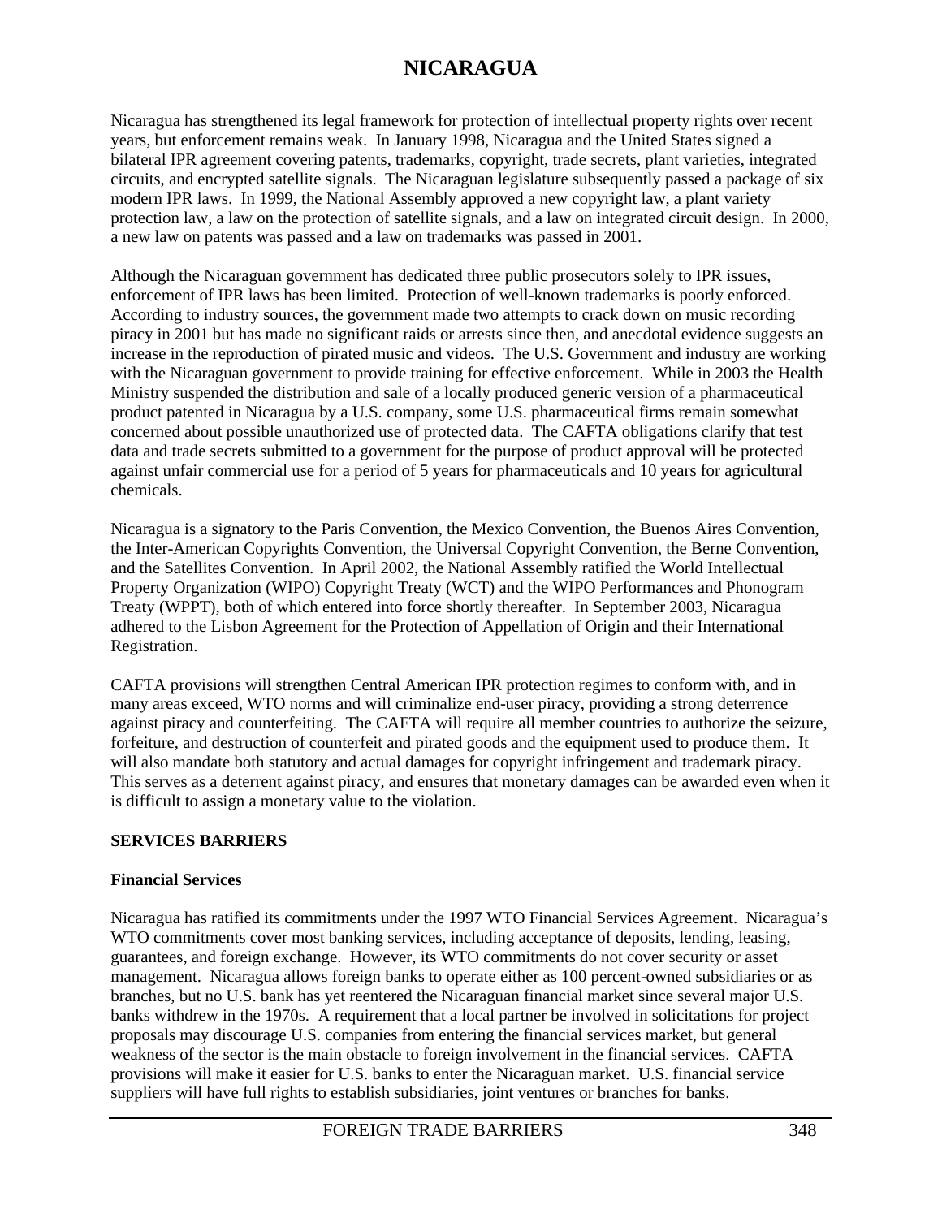# NICARAGUA

Nicaragua has strengthened its legal framework for protection of intellectual property rights over recent years, but enforcement remains weak. In January 1998, Nicaragua and the United States signed a bilateral IPR agreement covering patents, trademarks, copyright, trade secrets, plant varieties, integrated circuits, and encrypted satellite signals. The Nicaraguan legislature subsequently passed a package of six modern IPR laws. In 1999, the National Assembly approved a new copyright law, a plant variety protection law, a law on the protection of satellite signals, and a law on integrated circuit design. In 2000, a new law on patents was passed and a law on trademarks was passed in 2001.

Although the Nicaraguan government has dedicated three public prosecutors solely to IPR issues, enforcement of IPR laws has been limited. Protection of well-known trademarks is poorly enforced. According to industry sources, the government made two attempts to crack down on music recording piracy in 2001 but has made no significant raids or arrests since then, and anecdotal evidence suggests an increase in the reproduction of pirated music and videos. The U.S. Government and industry are working with the Nicaraguan government to provide training for effective enforcement. While in 2003 the Health Ministry suspended the distribution and sale of a locally produced generic version of a pharmaceutical product patented in Nicaragua by a U.S. company, some U.S. pharmaceutical firms remain somewhat concerned about possible unauthorized use of protected data. The CAFTA obligations clarify that test data and trade secrets submitted to a government for the purpose of product approval will be protected against unfair commercial use for a period of 5 years for pharmaceuticals and 10 years for agricultural chemicals.

Nicaragua is a signatory to the Paris Convention, the Mexico Convention, the Buenos Aires Convention, the Inter-American Copyrights Convention, the Universal Copyright Convention, the Berne Convention, and the Satellites Convention. In April 2002, the National Assembly ratified the World Intellectual Property Organization (WIPO) Copyright Treaty (WCT) and the WIPO Performances and Phonogram Treaty (WPPT), both of which entered into force shortly thereafter. In September 2003, Nicaragua adhered to the Lisbon Agreement for the Protection of Appellation of Origin and their International Registration.

CAFTA provisions will strengthen Central American IPR protection regimes to conform with, and in many areas exceed, WTO norms and will criminalize end-user piracy, providing a strong deterrence against piracy and counterfeiting. The CAFTA will require all member countries to authorize the seizure, forfeiture, and destruction of counterfeit and pirated goods and the equipment used to produce them. It will also mandate both statutory and actual damages for copyright infringement and trademark piracy. This serves as a deterrent against piracy, and ensures that monetary damages can be awarded even when it is difficult to assign a monetary value to the violation.

## SERVICES BARRIERS

### Financial Services

Nicaragua has ratified its commitments under the 1997 WTO Financial Services Agreement. Nicaragua's WTO commitments cover most banking services, including acceptance of deposits, lending, leasing, guarantees, and foreign exchange. However, its WTO commitments do not cover security or asset management. Nicaragua allows foreign banks to operate either as 100 percent-owned subsidiaries or as branches, but no U.S. bank has yet reentered the Nicaraguan financial market since several major U.S. banks withdrew in the 1970s. A requirement that a local partner be involved in solicitations for project proposals may discourage U.S. companies from entering the financial services market, but general weakness of the sector is the main obstacle to foreign involvement in the financial services. CAFTA provisions will make it easier for U.S. banks to enter the Nicaraguan market. U.S. financial service suppliers will have full rights to establish subsidiaries, joint ventures or branches for banks.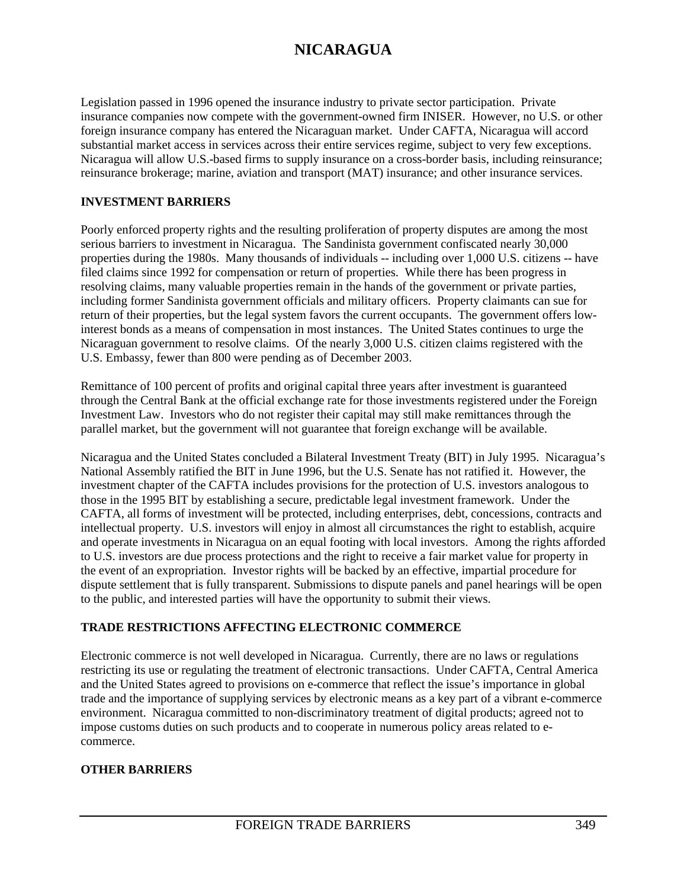Legislation passed in 1996 opened the insurance industry to private sector participation. Private insurance companies now compete with the government-owned firm INISER. However, no U.S. or other foreign insurance company has entered the Nicaraguan market. Under CAFTA, Nicaragua will accord substantial market access in services across their entire services regime, subject to very few exceptions. Nicaragua will allow U.S.-based firms to supply insurance on a cross-border basis, including reinsurance; reinsurance brokerage; marine, aviation and transport (MAT) insurance; and other insurance services.

## INVESTMENT BARRIERS

Poorly enforced property rights and the resulting proliferation of property disputes are among the most serious barriers to investment in Nicaragua. The Sandinista government confiscated nearly 30,000 properties during the 1980s. Many thousands of individuals -- including over 1,000 U.S. citizens -- have filed claims since 1992 for compensation or return of properties. While there has been progress in resolving claims, many valuable properties remain in the hands of the government or private parties, including former Sandinista government officials and military officers. Property claimants can sue for return of their properties, but the legal system favors the current occupants. The government offers low-interest bonds as a means of compensation in most instances. The United States continues to urge the Nicaraguan government to resolve claims. Of the nearly 3,000 U.S. citizen claims registered with the U.S. Embassy, fewer than 800 were pending as of December 2003.

Remittance of 100 percent of profits and original capital three years after investment is guaranteed through the Central Bank at the official exchange rate for those investments registered under the Foreign Investment Law. Investors who do not register their capital may still make remittances through the parallel market, but the government will not guarantee that foreign exchange will be available.

Nicaragua and the United States concluded a Bilateral Investment Treaty (BIT) in July 1995. Nicaragua's National Assembly ratified the BIT in June 1996, but the U.S. Senate has not ratified it. However, the investment chapter of the CAFTA includes provisions for the protection of U.S. investors analogous to those in the 1995 BIT by establishing a secure, predictable legal investment framework. Under the CAFTA, all forms of investment will be protected, including enterprises, debt, concessions, contracts and intellectual property. U.S. investors will enjoy in almost all circumstances the right to establish, acquire and operate investments in Nicaragua on an equal footing with local investors. Among the rights afforded to U.S. investors are due process protections and the right to receive a fair market value for property in the event of an expropriation. Investor rights will be backed by an effective, impartial procedure for dispute settlement that is fully transparent. Submissions to dispute panels and panel hearings will be open to the public, and interested parties will have the opportunity to submit their views.

## TRADE RESTRICTIONS AFFECTING ELECTRONIC COMMERCE

Electronic commerce is not well developed in Nicaragua. Currently, there are no laws or regulations restricting its use or regulating the treatment of electronic transactions. Under CAFTA, Central America and the United States agreed to provisions on e-commerce that reflect the issue's importance in global trade and the importance of supplying services by electronic means as a key part of a vibrant e-commerce environment. Nicaragua committed to non-discriminatory treatment of digital products; agreed not to impose customs duties on such products and to cooperate in numerous policy areas related to e-commerce.

## OTHER BARRIERS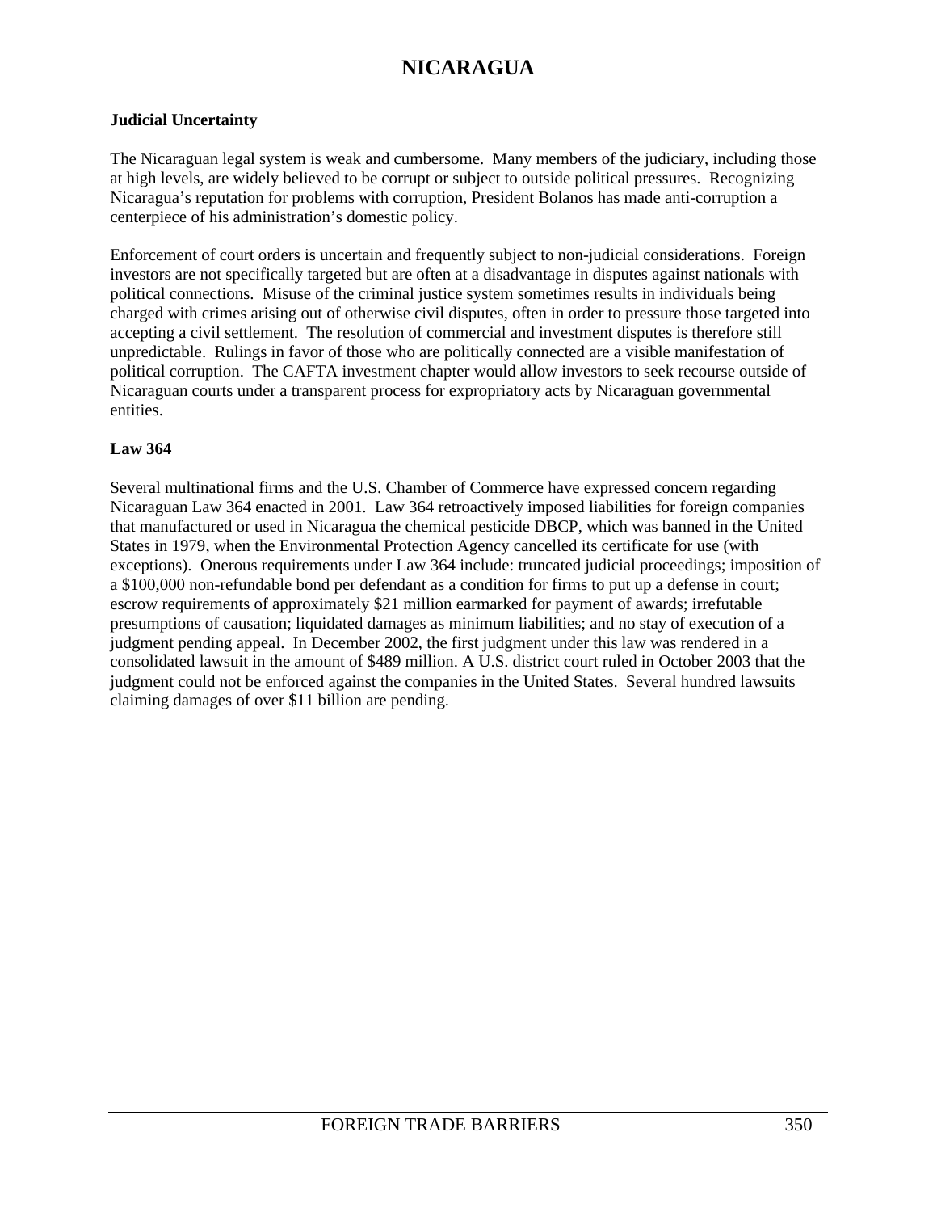# NICARAGUA

**Judicial Uncertainty**

The Nicaraguan legal system is weak and cumbersome. Many members of the judiciary, including those at high levels, are widely believed to be corrupt or subject to outside political pressures. Recognizing Nicaragua's reputation for problems with corruption, President Bolanos has made anti-corruption a centerpiece of his administration's domestic policy.

Enforcement of court orders is uncertain and frequently subject to non-judicial considerations. Foreign investors are not specifically targeted but are often at a disadvantage in disputes against nationals with political connections. Misuse of the criminal justice system sometimes results in individuals being charged with crimes arising out of otherwise civil disputes, often in order to pressure those targeted into accepting a civil settlement. The resolution of commercial and investment disputes is therefore still unpredictable. Rulings in favor of those who are politically connected are a visible manifestation of political corruption. The CAFTA investment chapter would allow investors to seek recourse outside of Nicaraguan courts under a transparent process for expropriatory acts by Nicaraguan governmental entities.

**Law 364**

Several multinational firms and the U.S. Chamber of Commerce have expressed concern regarding Nicaraguan Law 364 enacted in 2001. Law 364 retroactively imposed liabilities for foreign companies that manufactured or used in Nicaragua the chemical pesticide DBCP, which was banned in the United States in 1979, when the Environmental Protection Agency cancelled its certificate for use (with exceptions). Onerous requirements under Law 364 include: truncated judicial proceedings; imposition of a $100,000 non-refundable bond per defendant as a condition for firms to put up a defense in court; escrow requirements of approximately $21 million earmarked for payment of awards; irrefutable presumptions of causation; liquidated damages as minimum liabilities; and no stay of execution of a judgment pending appeal. In December 2002, the first judgment under this law was rendered in a consolidated lawsuit in the amount of $489 million. A U.S. district court ruled in October 2003 that the judgment could not be enforced against the companies in the United States. Several hundred lawsuits claiming damages of over $11 billion are pending.